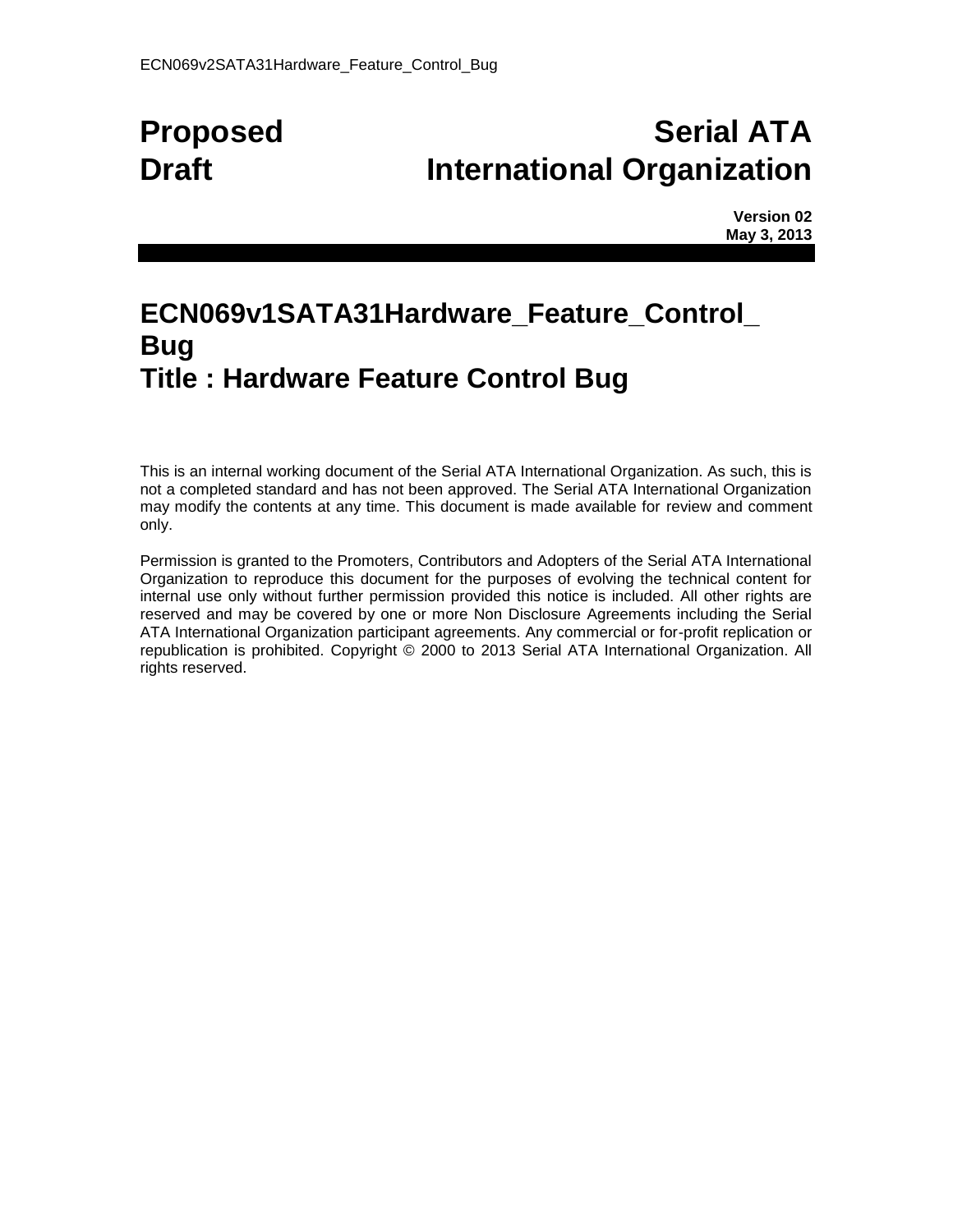# Proposed Draft

# Serial ATA International Organization

**Version 02**
**May 3, 2013**

## ECN069v1SATA31Hardware_Feature_Control_Bug
## Title : Hardware Feature Control Bug

This is an internal working document of the Serial ATA International Organization. As such, this is not a completed standard and has not been approved. The Serial ATA International Organization may modify the contents at any time. This document is made available for review and comment only.

Permission is granted to the Promoters, Contributors and Adopters of the Serial ATA International Organization to reproduce this document for the purposes of evolving the technical content for internal use only without further permission provided this notice is included. All other rights are reserved and may be covered by one or more Non Disclosure Agreements including the Serial ATA International Organization participant agreements. Any commercial or for-profit replication or republication is prohibited. Copyright © 2000 to 2013 Serial ATA International Organization. All rights reserved.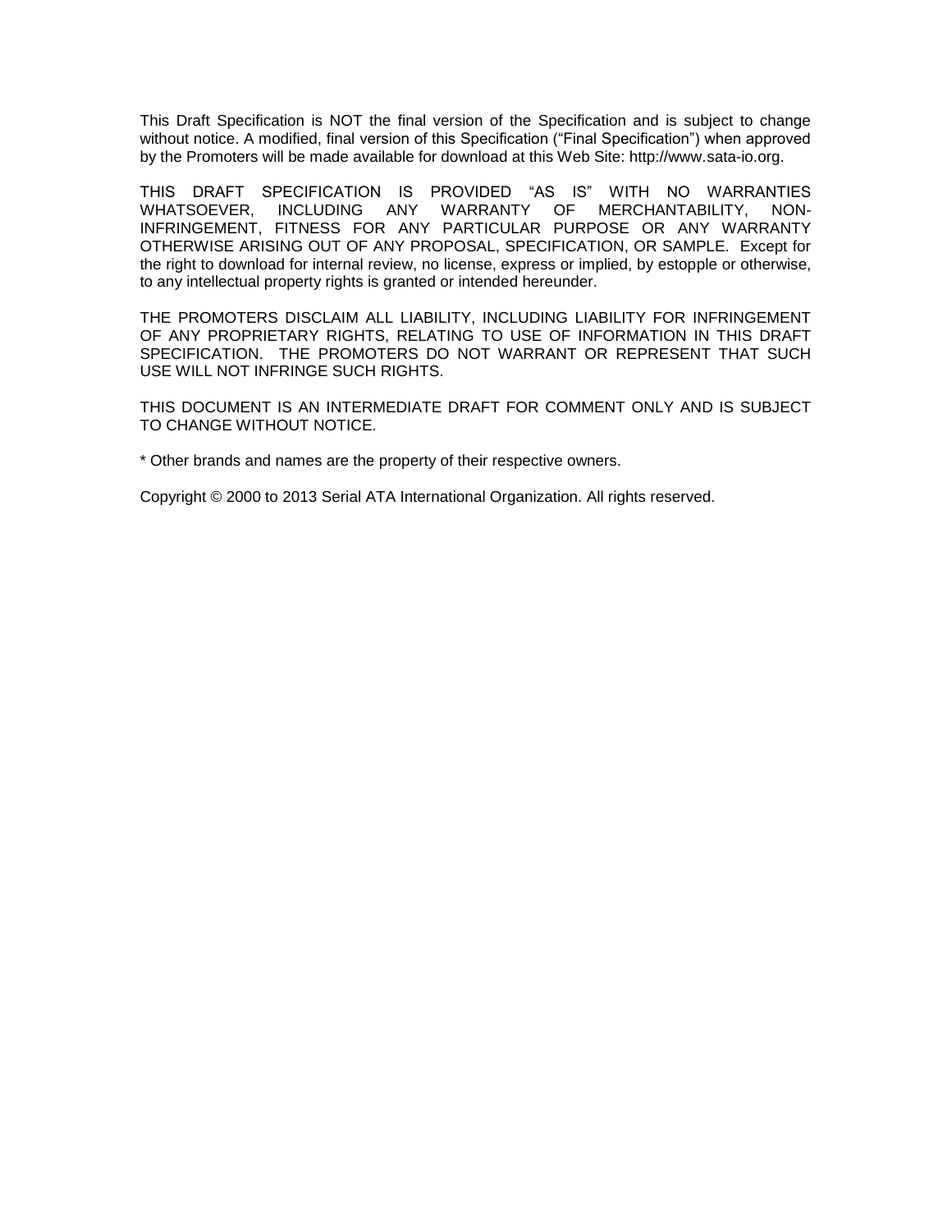This Draft Specification is NOT the final version of the Specification and is subject to change without notice. A modified, final version of this Specification ("Final Specification") when approved by the Promoters will be made available for download at this Web Site: http://www.sata-io.org.

THIS DRAFT SPECIFICATION IS PROVIDED "AS IS" WITH NO WARRANTIES WHATSOEVER, INCLUDING ANY WARRANTY OF MERCHANTABILITY, NON-INFRINGEMENT, FITNESS FOR ANY PARTICULAR PURPOSE OR ANY WARRANTY OTHERWISE ARISING OUT OF ANY PROPOSAL, SPECIFICATION, OR SAMPLE. Except for the right to download for internal review, no license, express or implied, by estopple or otherwise, to any intellectual property rights is granted or intended hereunder.

THE PROMOTERS DISCLAIM ALL LIABILITY, INCLUDING LIABILITY FOR INFRINGEMENT OF ANY PROPRIETARY RIGHTS, RELATING TO USE OF INFORMATION IN THIS DRAFT SPECIFICATION. THE PROMOTERS DO NOT WARRANT OR REPRESENT THAT SUCH USE WILL NOT INFRINGE SUCH RIGHTS.

THIS DOCUMENT IS AN INTERMEDIATE DRAFT FOR COMMENT ONLY AND IS SUBJECT TO CHANGE WITHOUT NOTICE.

* Other brands and names are the property of their respective owners.

Copyright © 2000 to 2013 Serial ATA International Organization. All rights reserved.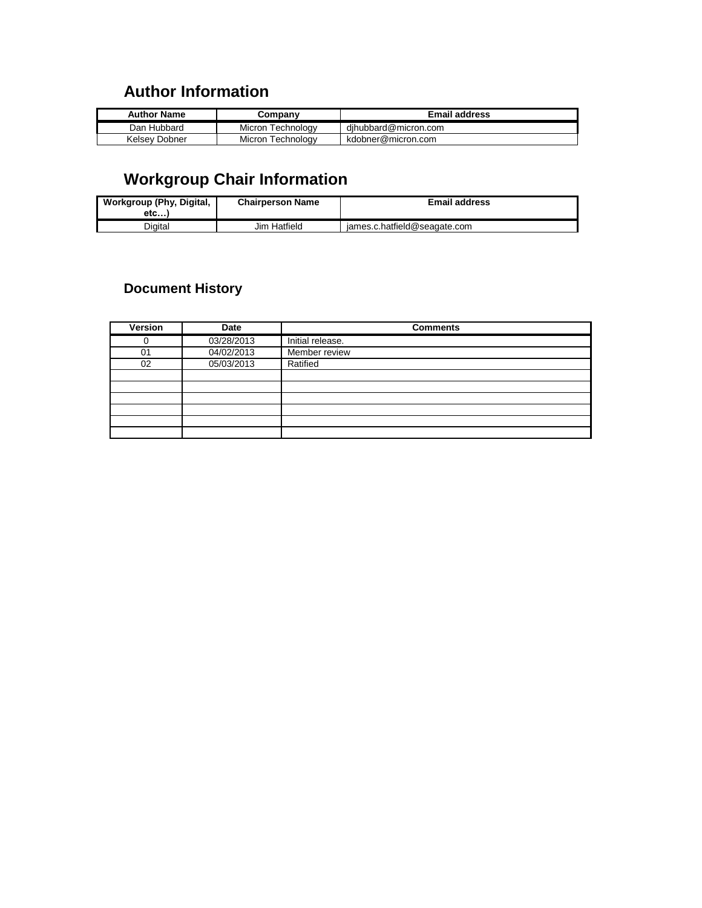## Author Information

| Author Name | Company | Email address |
|---|---|---|
| Dan Hubbard | Micron Technology | djhubbard@micron.com |
| Kelsey Dobner | Micron Technology | kdobner@micron.com |

## Workgroup Chair Information

| Workgroup (Phy, Digital, etc…) | Chairperson Name | Email address |
|---|---|---|
| Digital | Jim Hatfield | james.c.hatfield@seagate.com |

### Document History

| Version | Date | Comments |
|---|---|---|
| 0 | 03/28/2013 | Initial release. |
| 01 | 04/02/2013 | Member review |
| 02 | 05/03/2013 | Ratified |
| | | |
| | | |
| | | |
| | | |
| | | |
| | | |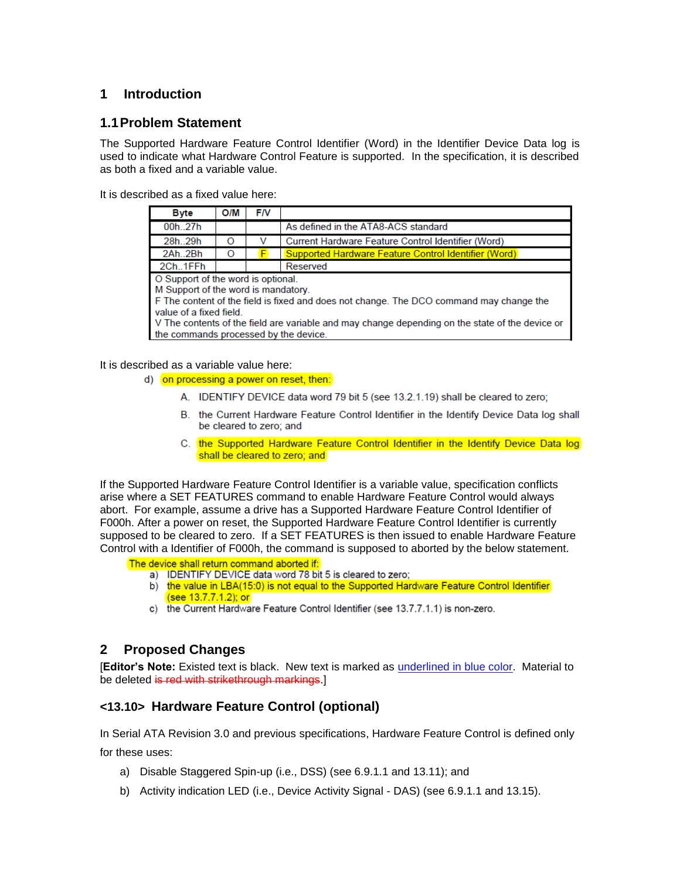# 1 Introduction

## 1.1 Problem Statement

The Supported Hardware Feature Control Identifier (Word) in the Identifier Device Data log is used to indicate what Hardware Control Feature is supported. In the specification, it is described as both a fixed and a variable value.

It is described as a fixed value here:

| Byte | O/M | F/V | |
|---|---|---|---|
| 00h..27h | | | As defined in the ATA8-ACS standard |
| 28h..29h | O | V | Current Hardware Feature Control Identifier (Word) |
| 2Ah..2Bh | O | F | Supported Hardware Feature Control Identifier (Word) |
| 2Ch..1FFh | | | Reserved |
| O Support of the word is optional.<br>M Support of the word is mandatory.<br>F The content of the field is fixed and does not change. The DCO command may change the value of a fixed field.<br>V The contents of the field are variable and may change depending on the state of the device or the commands processed by the device. | | | |

It is described as a variable value here:

d) on processing a power on reset, then:

A. IDENTIFY DEVICE data word 79 bit 5 (see 13.2.1.19) shall be cleared to zero;

B. the Current Hardware Feature Control Identifier in the Identify Device Data log shall be cleared to zero; and

C. the Supported Hardware Feature Control Identifier in the Identify Device Data log shall be cleared to zero; and

If the Supported Hardware Feature Control Identifier is a variable value, specification conflicts arise where a SET FEATURES command to enable Hardware Feature Control would always abort. For example, assume a drive has a Supported Hardware Feature Control Identifier of F000h. After a power on reset, the Supported Hardware Feature Control Identifier is currently supposed to be cleared to zero. If a SET FEATURES is then issued to enable Hardware Feature Control with a Identifier of F000h, the command is supposed to aborted by the below statement.

The device shall return command aborted if:

a) IDENTIFY DEVICE data word 78 bit 5 is cleared to zero;
b) the value in LBA(15:0) is not equal to the Supported Hardware Feature Control Identifier (see 13.7.7.1.2); or
c) the Current Hardware Feature Control Identifier (see 13.7.7.1.1) is non-zero.

# 2 Proposed Changes

[**Editor's Note:** Existed text is black. New text is marked as underlined in blue color. Material to be deleted ~~is red with strikethrough markings~~.]

## <13.10> Hardware Feature Control (optional)

In Serial ATA Revision 3.0 and previous specifications, Hardware Feature Control is defined only for these uses:

a) Disable Staggered Spin-up (i.e., DSS) (see 6.9.1.1 and 13.11); and

b) Activity indication LED (i.e., Device Activity Signal - DAS) (see 6.9.1.1 and 13.15).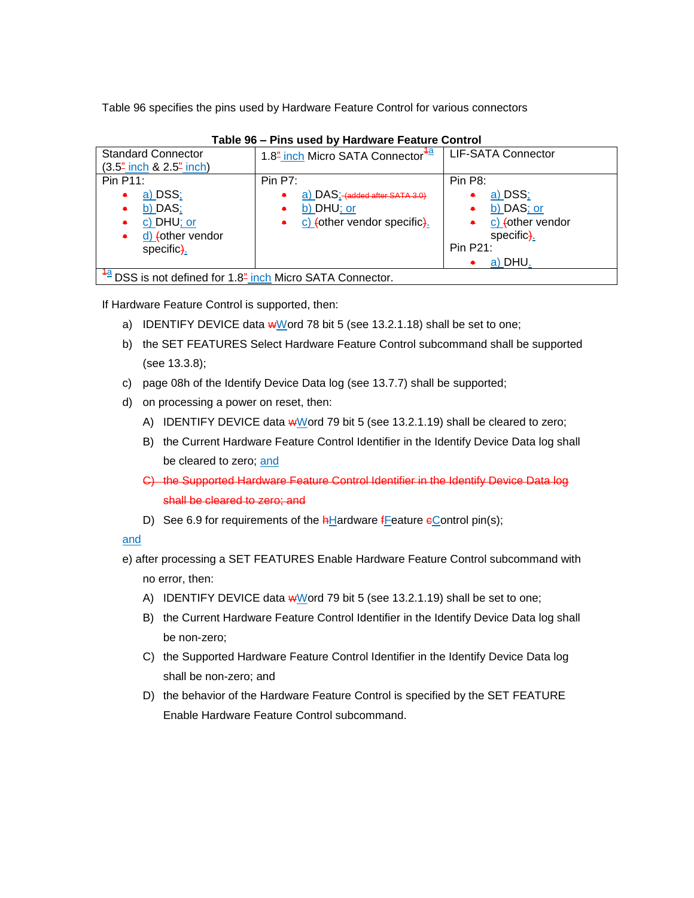Table 96 specifies the pins used by Hardware Feature Control for various connectors

**Table 96 – Pins used by Hardware Feature Control**

| Standard Connector (3.5" inch & 2.5" inch) | 1.8" inch Micro SATA Connector[1a] | LIF-SATA Connector |
|---|---|---|
| Pin P11:<br>a) DSS;<br>b) DAS;<br>c) DHU; or<br>d) (other vendor specific). | Pin P7:<br>a) DAS; (added after SATA 3.0)<br>b) DHU; or<br>c) (other vendor specific). | Pin P8:<br>a) DSS;<br>b) DAS; or<br>c) (other vendor specific).<br>Pin P21:<br>a) DHU. |
| [1a] DSS is not defined for 1.8" inch Micro SATA Connector. | | |

If Hardware Feature Control is supported, then:

a) IDENTIFY DEVICE data wWord 78 bit 5 (see 13.2.1.18) shall be set to one;

b) the SET FEATURES Select Hardware Feature Control subcommand shall be supported (see 13.3.8);

c) page 08h of the Identify Device Data log (see 13.7.7) shall be supported;

d) on processing a power on reset, then:

   A) IDENTIFY DEVICE data wWord 79 bit 5 (see 13.2.1.19) shall be cleared to zero;

   B) the Current Hardware Feature Control Identifier in the Identify Device Data log shall be cleared to zero; and

   ~~C) the Supported Hardware Feature Control Identifier in the Identify Device Data log shall be cleared to zero; and~~

   D) See 6.9 for requirements of the hHardware fFeature cControl pin(s);

and

e) after processing a SET FEATURES Enable Hardware Feature Control subcommand with no error, then:

   A) IDENTIFY DEVICE data wWord 79 bit 5 (see 13.2.1.19) shall be set to one;

   B) the Current Hardware Feature Control Identifier in the Identify Device Data log shall be non-zero;

   C) the Supported Hardware Feature Control Identifier in the Identify Device Data log shall be non-zero; and

   D) the behavior of the Hardware Feature Control is specified by the SET FEATURE Enable Hardware Feature Control subcommand.